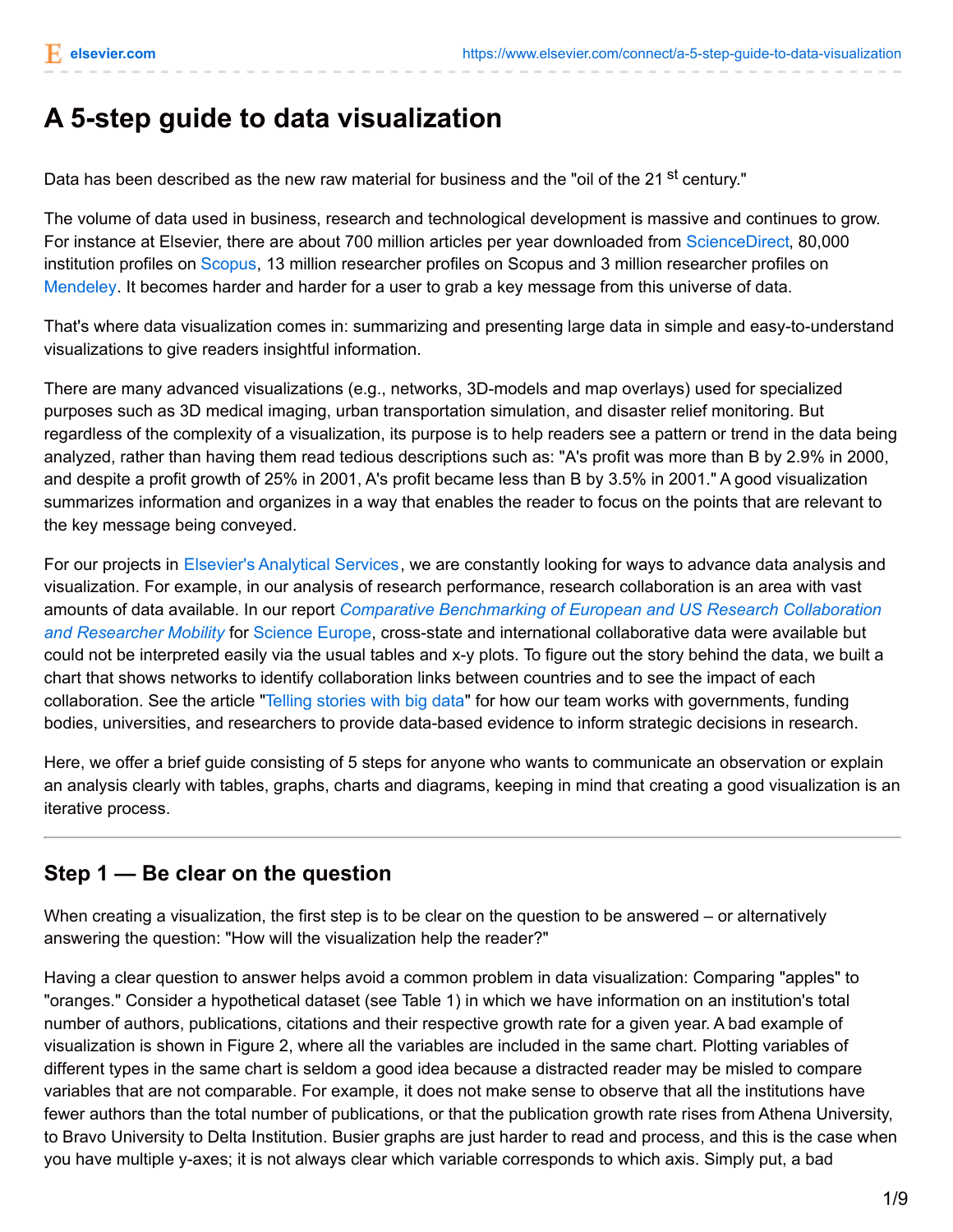# A 5-step guide to data visualization

Data has been described as the new raw material for business and the "oil of the 21 $^{st}$ century."

The volume of data used in business, research and technological development is massive and continues to grow. For instance at Elsevier, there are about 700 million articles per year downloaded from ScienceDirect, 80,000 institution profiles on Scopus, 13 million researcher profiles on Scopus and 3 million researcher profiles on Mendeley. It becomes harder and harder for a user to grab a key message from this universe of data.

That's where data visualization comes in: summarizing and presenting large data in simple and easy-to-understand visualizations to give readers insightful information.

There are many advanced visualizations (e.g., networks, 3D-models and map overlays) used for specialized purposes such as 3D medical imaging, urban transportation simulation, and disaster relief monitoring. But regardless of the complexity of a visualization, its purpose is to help readers see a pattern or trend in the data being analyzed, rather than having them read tedious descriptions such as: "A's profit was more than B by 2.9% in 2000, and despite a profit growth of 25% in 2001, A's profit became less than B by 3.5% in 2001." A good visualization summarizes information and organizes in a way that enables the reader to focus on the points that are relevant to the key message being conveyed.

For our projects in Elsevier's Analytical Services, we are constantly looking for ways to advance data analysis and visualization. For example, in our analysis of research performance, research collaboration is an area with vast amounts of data available. In our report *Comparative Benchmarking of European and US Research Collaboration and Researcher Mobility* for Science Europe, cross-state and international collaborative data were available but could not be interpreted easily via the usual tables and x-y plots. To figure out the story behind the data, we built a chart that shows networks to identify collaboration links between countries and to see the impact of each collaboration. See the article "Telling stories with big data" for how our team works with governments, funding bodies, universities, and researchers to provide data-based evidence to inform strategic decisions in research.

Here, we offer a brief guide consisting of 5 steps for anyone who wants to communicate an observation or explain an analysis clearly with tables, graphs, charts and diagrams, keeping in mind that creating a good visualization is an iterative process.

---

## Step 1 — Be clear on the question

When creating a visualization, the first step is to be clear on the question to be answered – or alternatively answering the question: "How will the visualization help the reader?"

Having a clear question to answer helps avoid a common problem in data visualization: Comparing "apples" to "oranges." Consider a hypothetical dataset (see Table 1) in which we have information on an institution's total number of authors, publications, citations and their respective growth rate for a given year. A bad example of visualization is shown in Figure 2, where all the variables are included in the same chart. Plotting variables of different types in the same chart is seldom a good idea because a distracted reader may be misled to compare variables that are not comparable. For example, it does not make sense to observe that all the institutions have fewer authors than the total number of publications, or that the publication growth rate rises from Athena University, to Bravo University to Delta Institution. Busier graphs are just harder to read and process, and this is the case when you have multiple y-axes; it is not always clear which variable corresponds to which axis. Simply put, a bad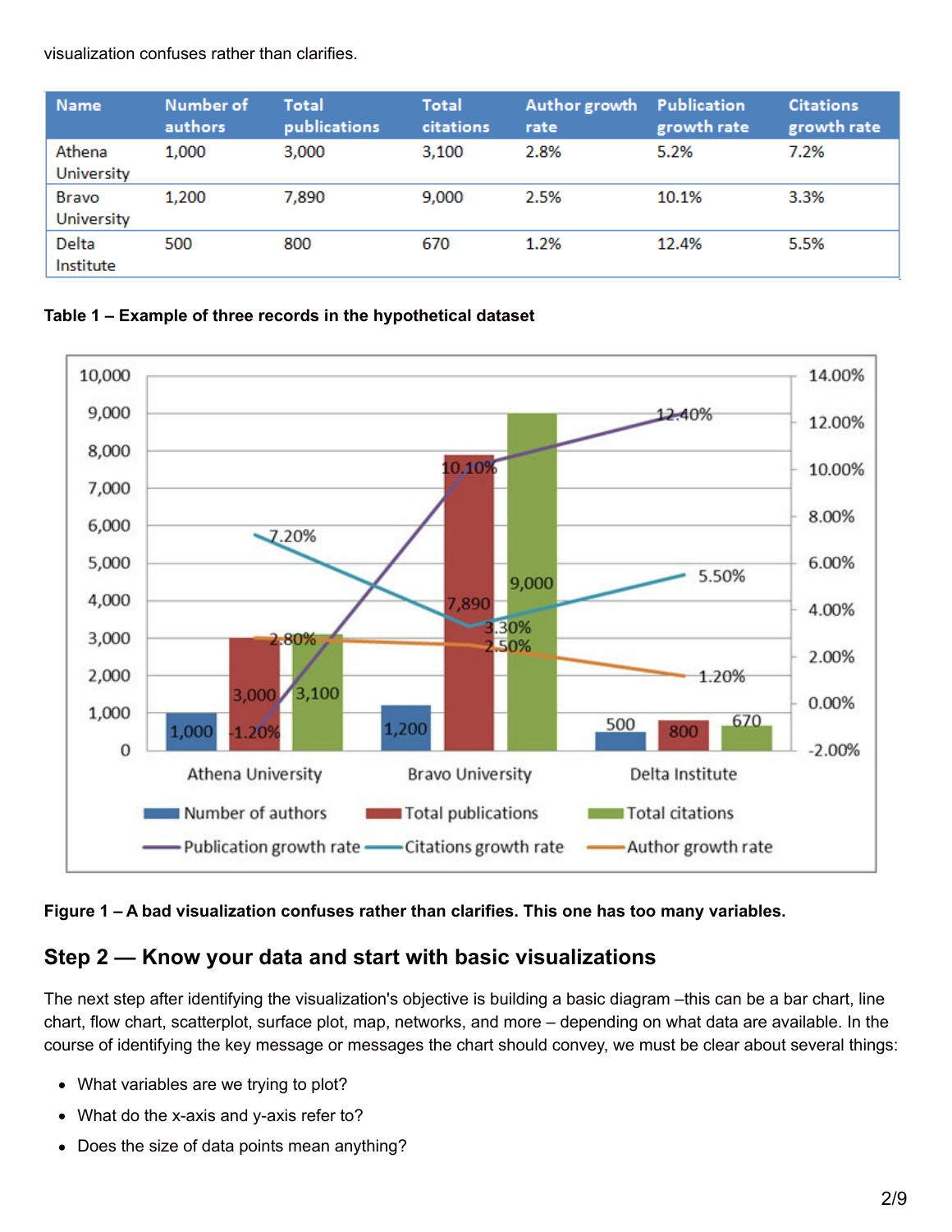visualization confuses rather than clarifies.

| Name | Number of authors | Total publications | Total citations | Author growth rate | Publication growth rate | Citations growth rate |
|---|---|---|---|---|---|---|
| Athena University | 1,000 | 3,000 | 3,100 | 2.8% | 5.2% | 7.2% |
| Bravo University | 1,200 | 7,890 | 9,000 | 2.5% | 10.1% | 3.3% |
| Delta Institute | 500 | 800 | 670 | 1.2% | 12.4% | 5.5% |

**Table 1 – Example of three records in the hypothetical dataset**

**Figure 1 – A bad visualization confuses rather than clarifies. This one has too many variables.**

## Step 2 — Know your data and start with basic visualizations

The next step after identifying the visualization's objective is building a basic diagram –this can be a bar chart, line chart, flow chart, scatterplot, surface plot, map, networks, and more – depending on what data are available. In the course of identifying the key message or messages the chart should convey, we must be clear about several things:

- What variables are we trying to plot?
- What do the x-axis and y-axis refer to?
- Does the size of data points mean anything?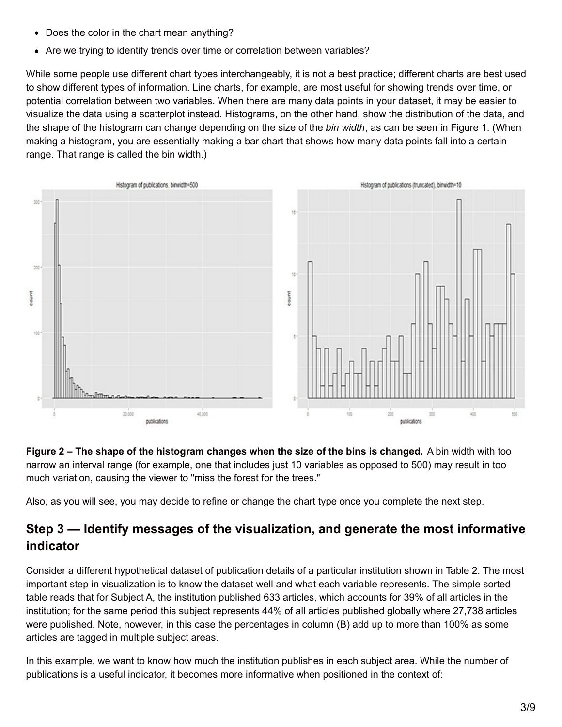- Does the color in the chart mean anything?
- Are we trying to identify trends over time or correlation between variables?

While some people use different chart types interchangeably, it is not a best practice; different charts are best used to show different types of information. Line charts, for example, are most useful for showing trends over time, or potential correlation between two variables. When there are many data points in your dataset, it may be easier to visualize the data using a scatterplot instead. Histograms, on the other hand, show the distribution of the data, and the shape of the histogram can change depending on the size of the *bin width*, as can be seen in Figure 1. (When making a histogram, you are essentially making a bar chart that shows how many data points fall into a certain range. That range is called the bin width.)

**Figure 2 – The shape of the histogram changes when the size of the bins is changed.** A bin width with too narrow an interval range (for example, one that includes just 10 variables as opposed to 500) may result in too much variation, causing the viewer to "miss the forest for the trees."

Also, as you will see, you may decide to refine or change the chart type once you complete the next step.

## Step 3 — Identify messages of the visualization, and generate the most informative indicator

Consider a different hypothetical dataset of publication details of a particular institution shown in Table 2. The most important step in visualization is to know the dataset well and what each variable represents. The simple sorted table reads that for Subject A, the institution published 633 articles, which accounts for 39% of all articles in the institution; for the same period this subject represents 44% of all articles published globally where 27,738 articles were published. Note, however, in this case the percentages in column (B) add up to more than 100% as some articles are tagged in multiple subject areas.

In this example, we want to know how much the institution publishes in each subject area. While the number of publications is a useful indicator, it becomes more informative when positioned in the context of: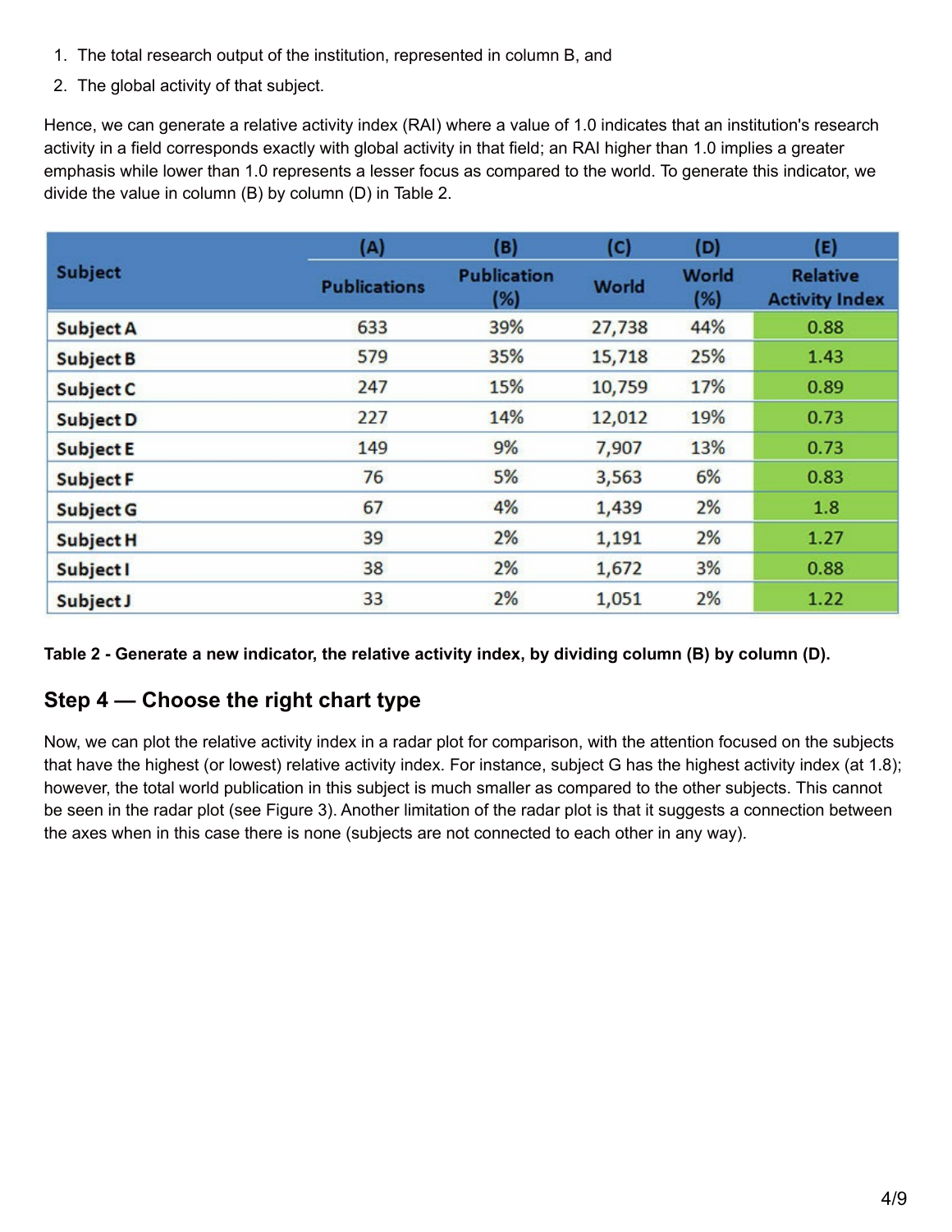1. The total research output of the institution, represented in column B, and
2. The global activity of that subject.

Hence, we can generate a relative activity index (RAI) where a value of 1.0 indicates that an institution's research activity in a field corresponds exactly with global activity in that field; an RAI higher than 1.0 implies a greater emphasis while lower than 1.0 represents a lesser focus as compared to the world. To generate this indicator, we divide the value in column (B) by column (D) in Table 2.

| Subject | (A) | (B) | (C) | (D) | (E) |
|---|---|---|---|---|---|
| | Publications | Publication (%) | World | World (%) | Relative Activity Index |
| Subject A | 633 | 39% | 27,738 | 44% | 0.88 |
| Subject B | 579 | 35% | 15,718 | 25% | 1.43 |
| Subject C | 247 | 15% | 10,759 | 17% | 0.89 |
| Subject D | 227 | 14% | 12,012 | 19% | 0.73 |
| Subject E | 149 | 9% | 7,907 | 13% | 0.73 |
| Subject F | 76 | 5% | 3,563 | 6% | 0.83 |
| Subject G | 67 | 4% | 1,439 | 2% | 1.8 |
| Subject H | 39 | 2% | 1,191 | 2% | 1.27 |
| Subject I | 38 | 2% | 1,672 | 3% | 0.88 |
| Subject J | 33 | 2% | 1,051 | 2% | 1.22 |

**Table 2 - Generate a new indicator, the relative activity index, by dividing column (B) by column (D).**

## Step 4 — Choose the right chart type

Now, we can plot the relative activity index in a radar plot for comparison, with the attention focused on the subjects that have the highest (or lowest) relative activity index. For instance, subject G has the highest activity index (at 1.8); however, the total world publication in this subject is much smaller as compared to the other subjects. This cannot be seen in the radar plot (see Figure 3). Another limitation of the radar plot is that it suggests a connection between the axes when in this case there is none (subjects are not connected to each other in any way).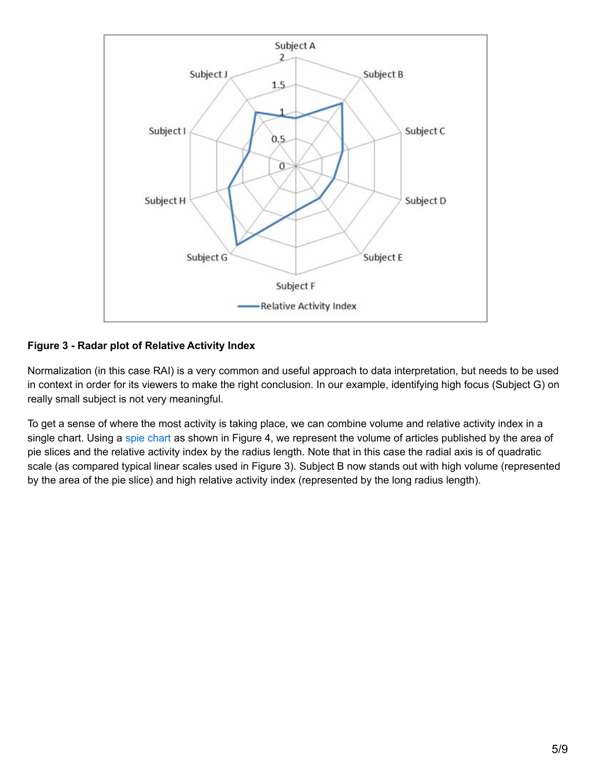**Figure 3 - Radar plot of Relative Activity Index**

Normalization (in this case RAI) is a very common and useful approach to data interpretation, but needs to be used in context in order for its viewers to make the right conclusion. In our example, identifying high focus (Subject G) on really small subject is not very meaningful.

To get a sense of where the most activity is taking place, we can combine volume and relative activity index in a single chart. Using a spie chart as shown in Figure 4, we represent the volume of articles published by the area of pie slices and the relative activity index by the radius length. Note that in this case the radial axis is of quadratic scale (as compared typical linear scales used in Figure 3). Subject B now stands out with high volume (represented by the area of the pie slice) and high relative activity index (represented by the long radius length).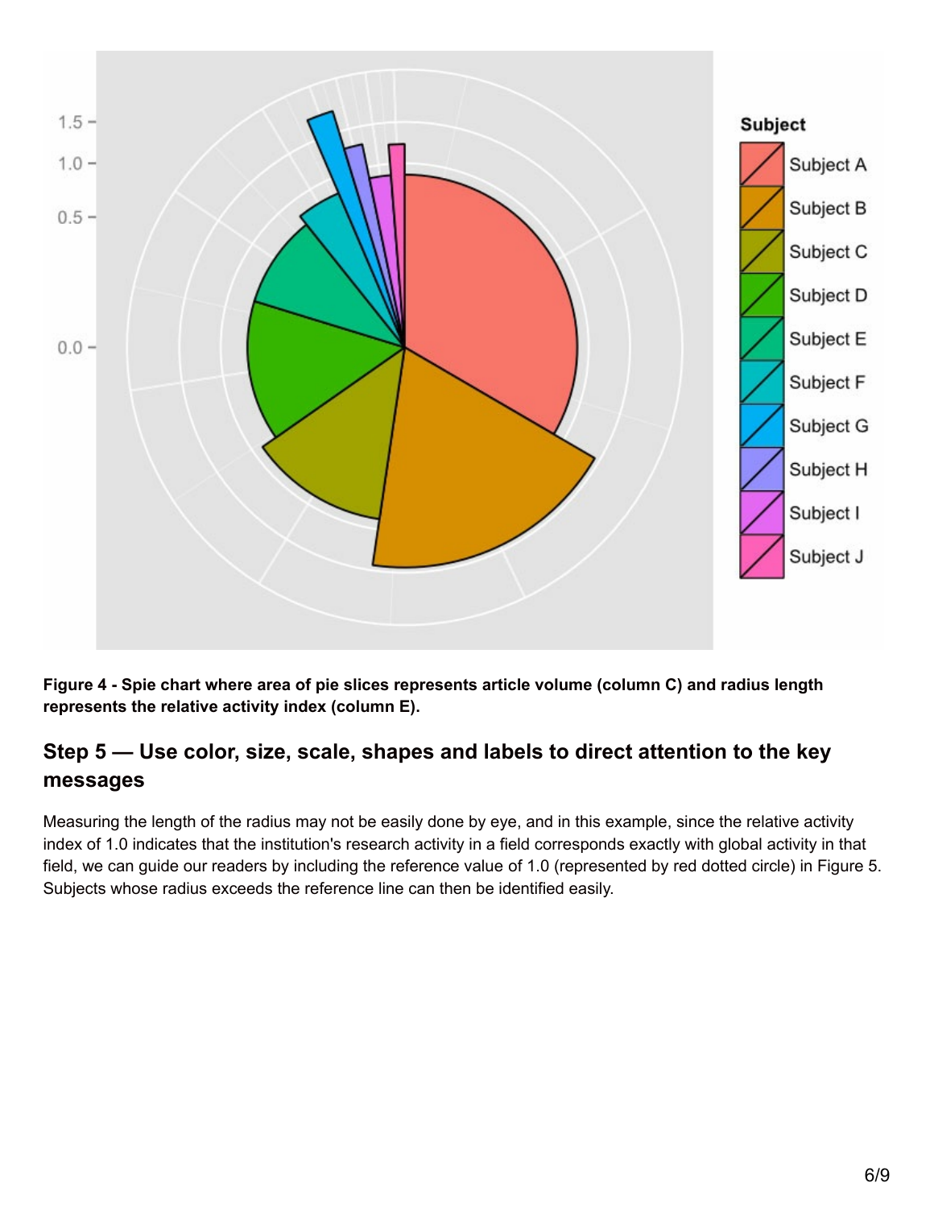**Figure 4 - Spie chart where area of pie slices represents article volume (column C) and radius length represents the relative activity index (column E).**

## Step 5 — Use color, size, scale, shapes and labels to direct attention to the key messages

Measuring the length of the radius may not be easily done by eye, and in this example, since the relative activity index of 1.0 indicates that the institution's research activity in a field corresponds exactly with global activity in that field, we can guide our readers by including the reference value of 1.0 (represented by red dotted circle) in Figure 5. Subjects whose radius exceeds the reference line can then be identified easily.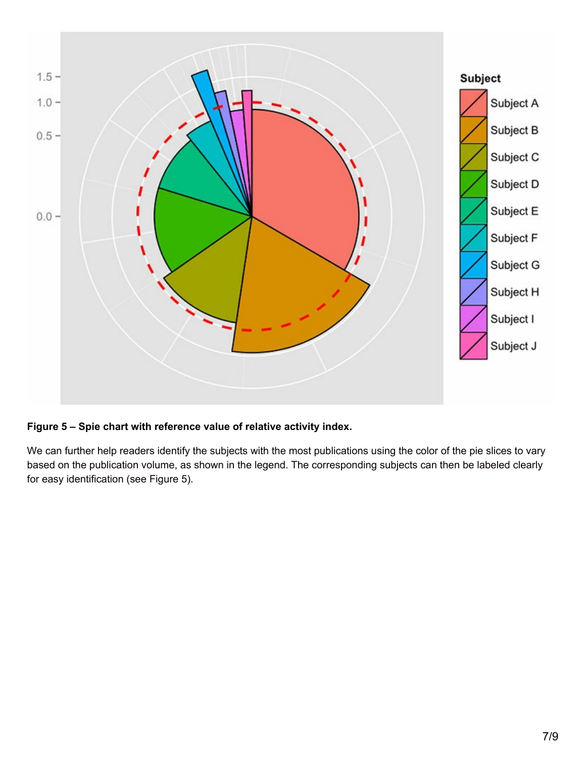**Figure 5 – Spie chart with reference value of relative activity index.**

We can further help readers identify the subjects with the most publications using the color of the pie slices to vary based on the publication volume, as shown in the legend. The corresponding subjects can then be labeled clearly for easy identification (see Figure 5).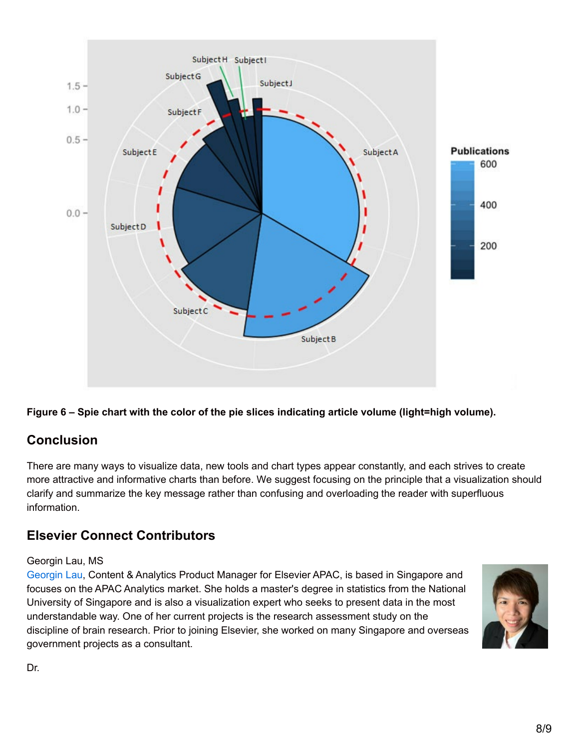**Figure 6 – Spie chart with the color of the pie slices indicating article volume (light=high volume).**

## Conclusion

There are many ways to visualize data, new tools and chart types appear constantly, and each strives to create more attractive and informative charts than before. We suggest focusing on the principle that a visualization should clarify and summarize the key message rather than confusing and overloading the reader with superfluous information.

## Elsevier Connect Contributors

Georgin Lau, MS

Georgin Lau, Content & Analytics Product Manager for Elsevier APAC, is based in Singapore and focuses on the APAC Analytics market. She holds a master's degree in statistics from the National University of Singapore and is also a visualization expert who seeks to present data in the most understandable way. One of her current projects is the research assessment study on the discipline of brain research. Prior to joining Elsevier, she worked on many Singapore and overseas government projects as a consultant.

Dr.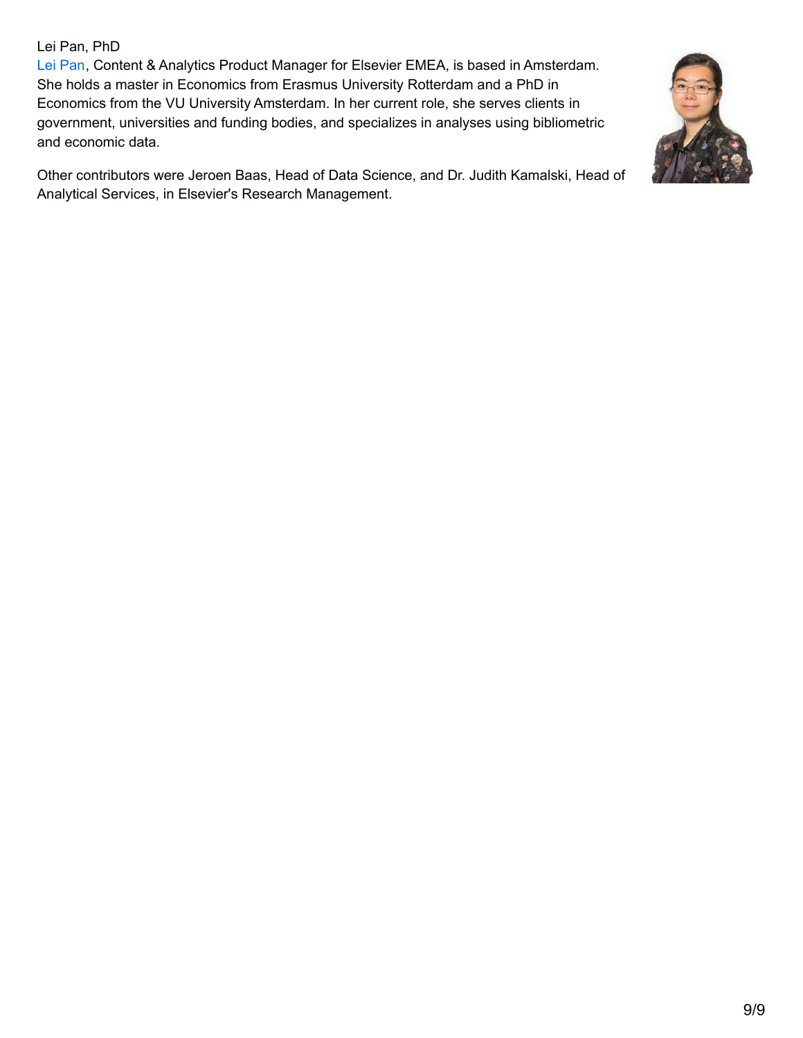Lei Pan, PhD

Lei Pan, Content & Analytics Product Manager for Elsevier EMEA, is based in Amsterdam. She holds a master in Economics from Erasmus University Rotterdam and a PhD in Economics from the VU University Amsterdam. In her current role, she serves clients in government, universities and funding bodies, and specializes in analyses using bibliometric and economic data.

Other contributors were Jeroen Baas, Head of Data Science, and Dr. Judith Kamalski, Head of Analytical Services, in Elsevier's Research Management.